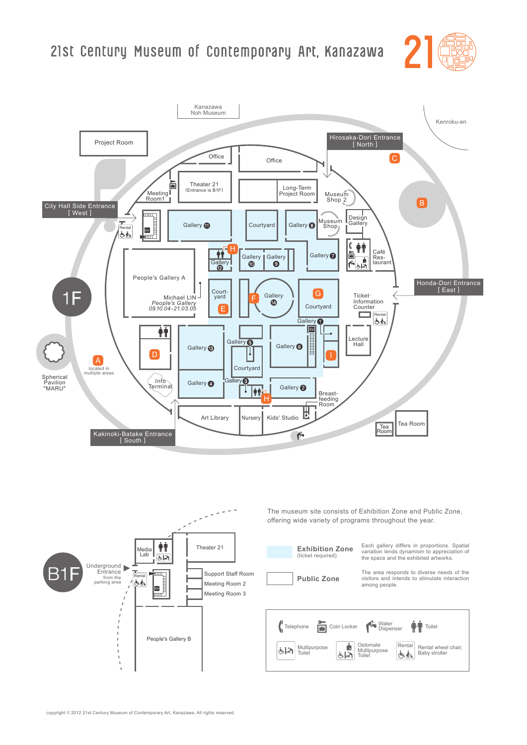# 21st Century Museum of Contemporary Art, Kanazawa

## 1F

Kanazawa Noh Museum

Kenroku-en

Project Room

Office

Office

Hirosaka-Dori Entrance [ North ]

C

B

Theater 21 (Entrance is B1F)

Meeting Room1

Long-Term Project Room

Museum Shop 2

City Hall Side Entrance [ West ]

Gallery 11

Courtyard

Gallery 8

Museum Shop

Design Gallery

Rental

EV

H

Gallery 12

Gallery 10

Gallery 9

Gallery 7

Café Restaurant

People's Gallery A

Michael LIN *People's Gallery* 09.10.04-21.03.05

Courtyard

E

F

Gallery 14

G

Courtyard

Ticket·Information Counter

Honda-Dori Entrance [ East ]

Gallery 1

Rental

D

Gallery 13

Gallery 5

Gallery 6

Lecture Hall

I

Courtyard

A

located in multiple areas

Spherical Pavilion "MARU"

Info Terminal

Gallery 4

Gallery 3

H

Gallery 2

Breast-feeding Room

Art Library

Nursery

Kids' Studio

Tea Room

Tea Room

Kakinoki-Batake Entrance [ South ]

## B1F

Media Lab

Theater 21

Underground Entrance from the parking area

Rental

EV

Support Staff Room

Meeting Room 2

Meeting Room 3

People's Gallery B

The museum site consists of Exhibition Zone and Public Zone, offering wide variety of programs throughout the year.

**Exhibition Zone** (ticket required)
Each gallery differs in proportions. Spatial variation lends dynamism to appreciation of the space and the exhibited artworks.

**Public Zone**
The area responds to diverse needs of the visitors and intends to stimulate interaction among people.

Telephone | Coin Locker | Water Dispenser | Toilet

Multipurpose Toilet | Ostomate Multipurpose Toilet | Rental wheel chair, Baby stroller

copyright © 2012 21st Century Museum of Contemporary Art, Kanazawa. All rights reserved.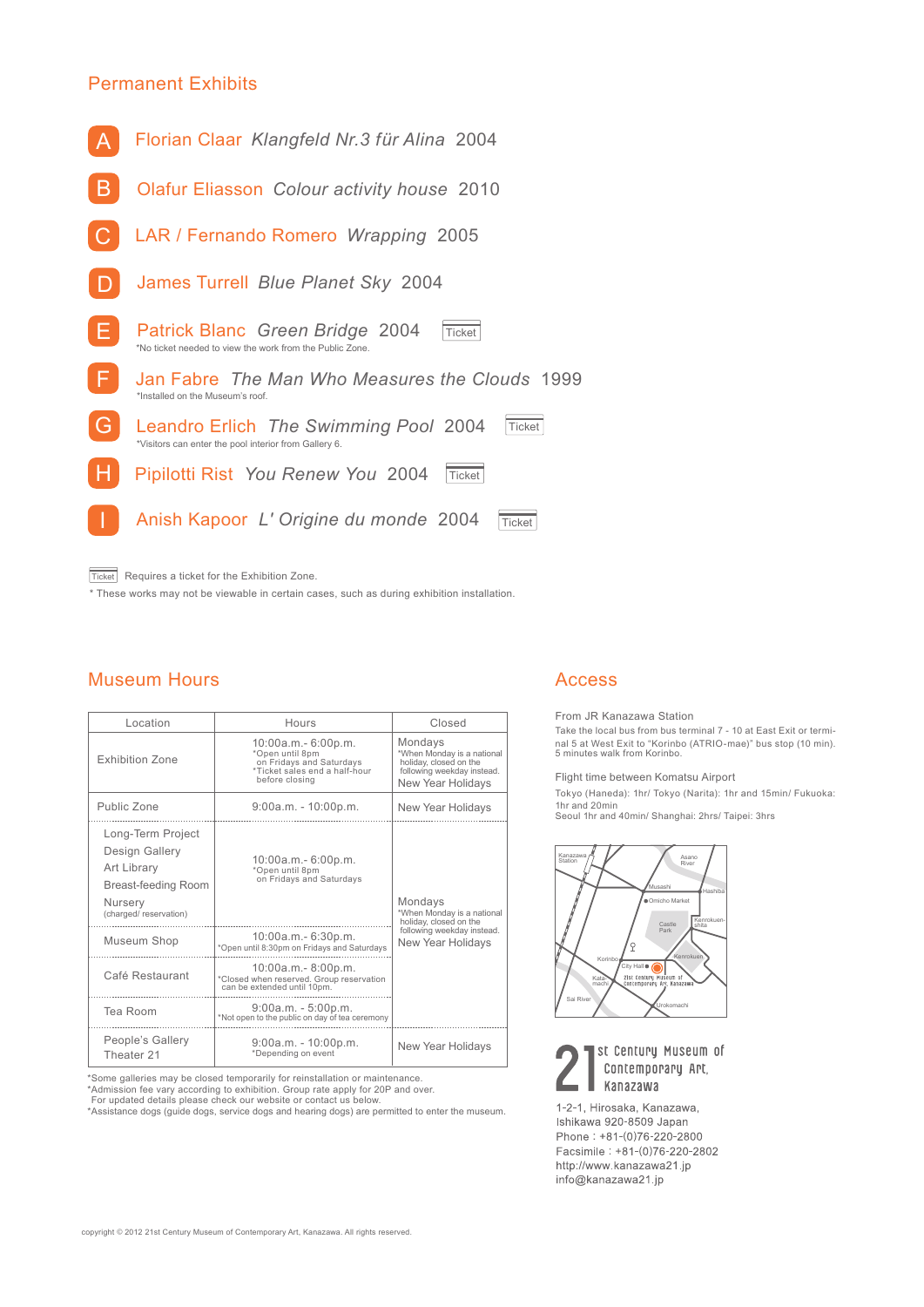## Permanent Exhibits

- **A** Florian Claar *Klangfeld Nr.3 für Alina* 2004
- **B** Olafur Eliasson *Colour activity house* 2010
- **C** LAR / Fernando Romero *Wrapping* 2005
- **D** James Turrell *Blue Planet Sky* 2004
- **E** Patrick Blanc *Green Bridge* 2004 Ticket
  *No ticket needed to view the work from the Public Zone.
- **F** Jan Fabre *The Man Who Measures the Clouds* 1999
  *Installed on the Museum's roof.
- **G** Leandro Erlich *The Swimming Pool* 2004 Ticket
  *Visitors can enter the pool interior from Gallery 6.
- **H** Pipilotti Rist *You Renew You* 2004 Ticket
- **I** Anish Kapoor *L' Origine du monde* 2004 Ticket

Ticket Requires a ticket for the Exhibition Zone.

* These works may not be viewable in certain cases, such as during exhibition installation.

## Museum Hours

| Location | Hours | Closed |
|---|---|---|
| Exhibition Zone | 10:00a.m.- 6:00p.m. *Open until 8pm on Fridays and Saturdays *Ticket sales end a half-hour before closing | Mondays *When Monday is a national holiday, closed on the following weekday instead. New Year Holidays |
| Public Zone | 9:00a.m. - 10:00p.m. | New Year Holidays |
| Long-Term Project<br>Design Gallery<br>Art Library<br>Breast-feeding Room<br>Nursery (charged/ reservation) | 10:00a.m.- 6:00p.m. *Open until 8pm on Fridays and Saturdays | Mondays *When Monday is a national holiday, closed on the following weekday instead. New Year Holidays |
| Museum Shop | 10:00a.m.- 6:30p.m. *Open until 8:30pm on Fridays and Saturdays | |
| Café Restaurant | 10:00a.m.- 8:00p.m. *Closed when reserved. Group reservation can be extended until 10pm. | |
| Tea Room | 9:00a.m. - 5:00p.m. *Not open to the public on day of tea ceremony | |
| People's Gallery<br>Theater 21 | 9:00a.m. - 10:00p.m. *Depending on event | New Year Holidays |

*Some galleries may be closed temporarily for reinstallation or maintenance.
*Admission fee vary according to exhibition. Group rate apply for 20P and over.
For updated details please check our website or contact us below.
*Assistance dogs (guide dogs, service dogs and hearing dogs) are permitted to enter the museum.

## Access

From JR Kanazawa Station

Take the local bus from bus terminal 7 - 10 at East Exit or terminal 5 at West Exit to "Korinbo (ATRIO-mae)" bus stop (10 min). 5 minutes walk from Korinbo.

Flight time between Komatsu Airport

Tokyo (Haneda): 1hr/ Tokyo (Narita): 1hr and 15min/ Fukuoka: 1hr and 20min
Seoul 1hr and 40min/ Shanghai: 2hrs/ Taipei: 3hrs

Kanazawa Station
Asano River
Musashi
Hashiba
Omicho Market
Castle Park
Kenrokuen-shita
Kenrokuen
Korinbo
City Hall
21st Century Museum of Contemporary Art, Kanazawa
Katamachi
Sai River
Urokomachi

**21st Century Museum of Contemporary Art, Kanazawa**

1-2-1, Hirosaka, Kanazawa,
Ishikawa 920-8509 Japan
Phone : +81-(0)76-220-2800
Facsimile : +81-(0)76-220-2802
http://www.kanazawa21.jp
info@kanazawa21.jp

copyright © 2012 21st Century Museum of Contemporary Art, Kanazawa. All rights reserved.